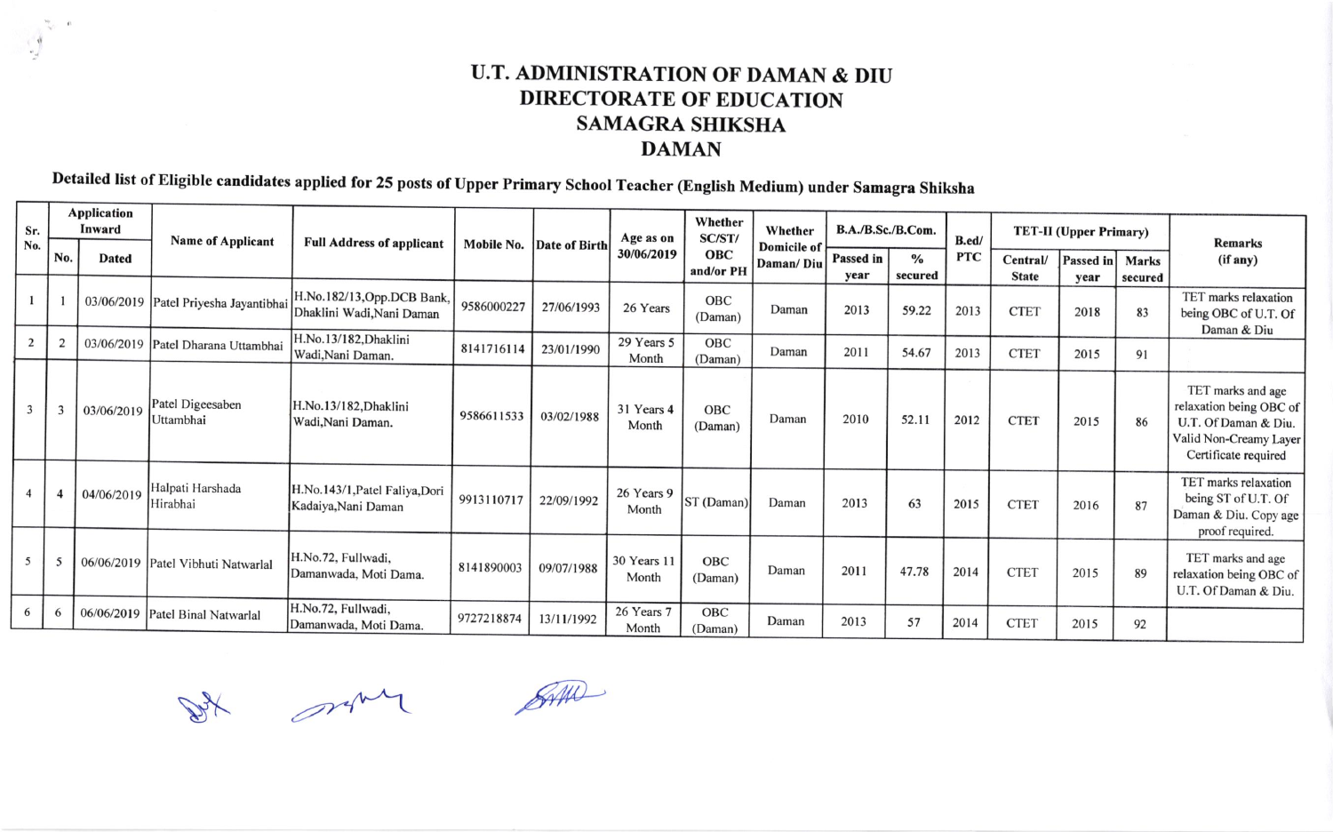# U.T. ADMINISTRATION OF DAMAN & DIU
## DIRECTORATE OF EDUCATION
## SAMAGRA SHIKSHA
## DAMAN

**Detailed list of Eligible candidates applied for 25 posts of Upper Primary School Teacher (English Medium) under Samagra Shiksha**

| Sr. No. | Application Inward | | Name of Applicant | Full Address of applicant | Mobile No. | Date of Birth | Age as on 30/06/2019 | Whether SC/ST/ OBC and/or PH | Whether Domicile of Daman/ Diu | B.A./B.Sc./B.Com. | | B.ed/ PTC | TET-II (Upper Primary) | | | Remarks (if any) |
|---|---|---|---|---|---|---|---|---|---|---|---|---|---|---|---|---|
| | No. | Dated | | | | | | | | Passed in year | % secured | | Central/ State | Passed in year | Marks secured | |
| 1 | 1 | 03/06/2019 | Patel Priyesha Jayantibhai | H.No.182/13,Opp.DCB Bank, Dhaklini Wadi,Nani Daman | 9586000227 | 27/06/1993 | 26 Years | OBC (Daman) | Daman | 2013 | 59.22 | 2013 | CTET | 2018 | 83 | TET marks relaxation being OBC of U.T. Of Daman & Diu |
| 2 | 2 | 03/06/2019 | Patel Dharana Uttambhai | H.No.13/182,Dhaklini Wadi,Nani Daman. | 8141716114 | 23/01/1990 | 29 Years 5 Month | OBC (Daman) | Daman | 2011 | 54.67 | 2013 | CTET | 2015 | 91 | |
| 3 | 3 | 03/06/2019 | Patel Digeesaben Uttambhai | H.No.13/182,Dhaklini Wadi,Nani Daman. | 9586611533 | 03/02/1988 | 31 Years 4 Month | OBC (Daman) | Daman | 2010 | 52.11 | 2012 | CTET | 2015 | 86 | TET marks and age relaxation being OBC of U.T. Of Daman & Diu. Valid Non-Creamy Layer Certificate required |
| 4 | 4 | 04/06/2019 | Halpati Harshada Hirabhai | H.No.143/1,Patel Faliya,Dori Kadaiya,Nani Daman | 9913110717 | 22/09/1992 | 26 Years 9 Month | ST (Daman) | Daman | 2013 | 63 | 2015 | CTET | 2016 | 87 | TET marks relaxation being ST of U.T. Of Daman & Diu. Copy age proof required. |
| 5 | 5 | 06/06/2019 | Patel Vibhuti Natwarlal | H.No.72, Fullwadi, Damanwada, Moti Dama. | 8141890003 | 09/07/1988 | 30 Years 11 Month | OBC (Daman) | Daman | 2011 | 47.78 | 2014 | CTET | 2015 | 89 | TET marks and age relaxation being OBC of U.T. Of Daman & Diu. |
| 6 | 6 | 06/06/2019 | Patel Binal Natwarlal | H.No.72, Fullwadi, Damanwada, Moti Dama. | 9727218874 | 13/11/1992 | 26 Years 7 Month | OBC (Daman) | Daman | 2013 | 57 | 2014 | CTET | 2015 | 92 | |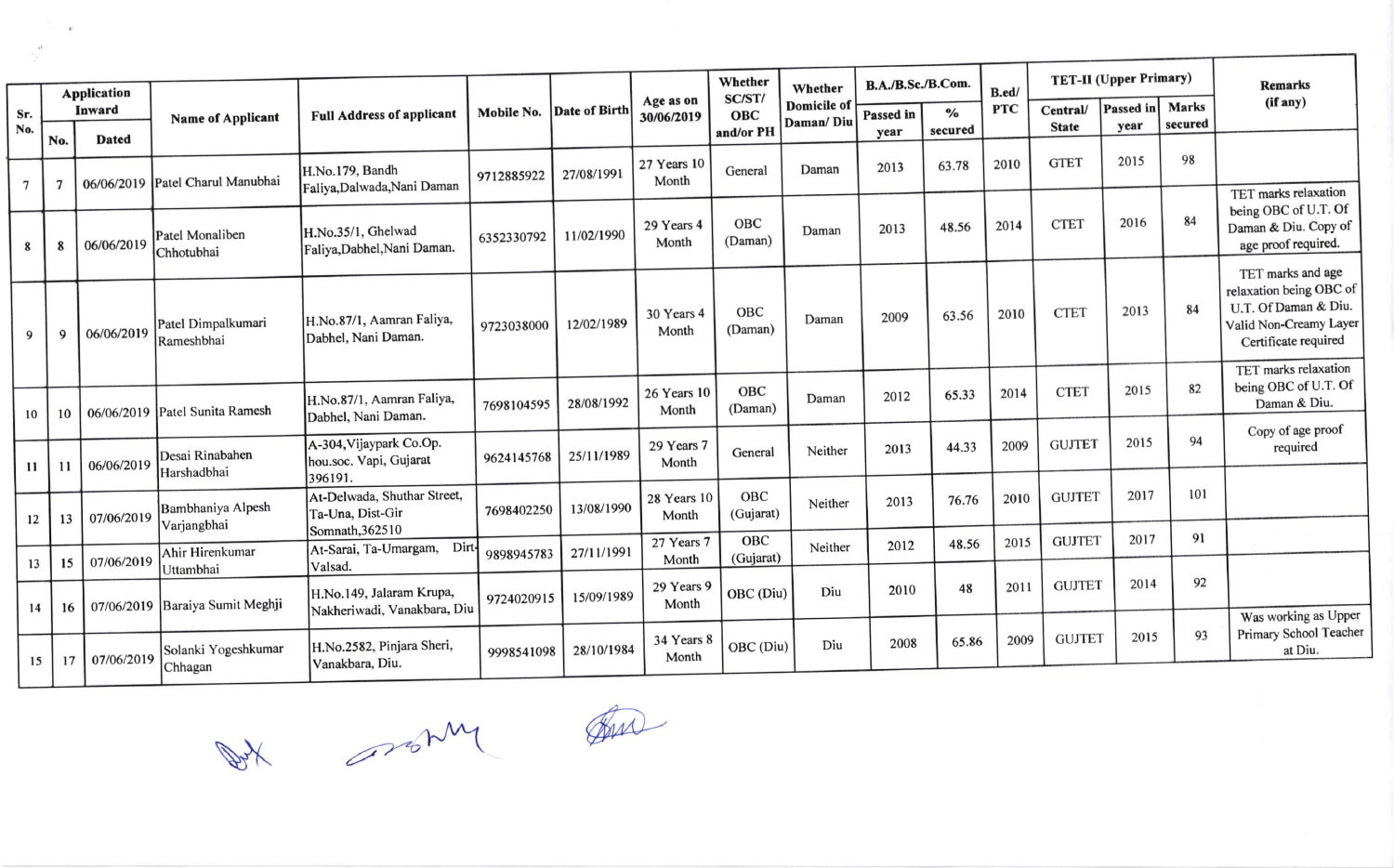| Sr. No. | Application Inward | | Name of Applicant | Full Address of applicant | Mobile No. | Date of Birth | Age as on 30/06/2019 | Whether SC/ST/ OBC and/or PH | Whether Domicile of Daman/ Diu | B.A./B.Sc./B.Com. | | B.ed/ PTC | TET-II (Upper Primary) | | | Remarks (if any) |
|---|---|---|---|---|---|---|---|---|---|---|---|---|---|---|---|---|
| | No. | Dated | | | | | | | | Passed in year | % secured | | Central/ State | Passed in year | Marks secured | |
| 7 | 7 | 06/06/2019 | Patel Charul Manubhai | H.No.179, Bandh Faliya,Dalwada,Nani Daman | 9712885922 | 27/08/1991 | 27 Years 10 Month | General | Daman | 2013 | 63.78 | 2010 | GTET | 2015 | 98 | |
| 8 | 8 | 06/06/2019 | Patel Monaliben Chhotubhai | H.No.35/1, Ghelwad Faliya,Dabhel,Nani Daman. | 6352330792 | 11/02/1990 | 29 Years 4 Month | OBC (Daman) | Daman | 2013 | 48.56 | 2014 | CTET | 2016 | 84 | TET marks relaxation being OBC of U.T. Of Daman & Diu. Copy of age proof required. |
| 9 | 9 | 06/06/2019 | Patel Dimpalkumari Rameshbhai | H.No.87/1, Aamran Faliya, Dabhel, Nani Daman. | 9723038000 | 12/02/1989 | 30 Years 4 Month | OBC (Daman) | Daman | 2009 | 63.56 | 2010 | CTET | 2013 | 84 | TET marks and age relaxation being OBC of U.T. Of Daman & Diu. Valid Non-Creamy Layer Certificate required |
| 10 | 10 | 06/06/2019 | Patel Sunita Ramesh | H.No.87/1, Aamran Faliya, Dabhel, Nani Daman. | 7698104595 | 28/08/1992 | 26 Years 10 Month | OBC (Daman) | Daman | 2012 | 65.33 | 2014 | CTET | 2015 | 82 | TET marks relaxation being OBC of U.T. Of Daman & Diu. |
| 11 | 11 | 06/06/2019 | Desai Rinabahen Harshadbhai | A-304,Vijaypark Co.Op. hou.soc. Vapi, Gujarat 396191. | 9624145768 | 25/11/1989 | 29 Years 7 Month | General | Neither | 2013 | 44.33 | 2009 | GUJTET | 2015 | 94 | Copy of age proof required |
| 12 | 13 | 07/06/2019 | Bambhaniya Alpesh Varjangbhai | At-Delwada, Shuthar Street, Ta-Una, Dist-Gir Somnath,362510 | 7698402250 | 13/08/1990 | 28 Years 10 Month | OBC (Gujarat) | Neither | 2013 | 76.76 | 2010 | GUJTET | 2017 | 101 | |
| 13 | 15 | 07/06/2019 | Ahir Hirenkumar Uttambhai | At-Sarai, Ta-Umargam, Dirt-Valsad. | 9898945783 | 27/11/1991 | 27 Years 7 Month | OBC (Gujarat) | Neither | 2012 | 48.56 | 2015 | GUJTET | 2017 | 91 | |
| 14 | 16 | 07/06/2019 | Baraiya Sumit Meghji | H.No.149, Jalaram Krupa, Nakheriwadi, Vanakbara, Diu | 9724020915 | 15/09/1989 | 29 Years 9 Month | OBC (Diu) | Diu | 2010 | 48 | 2011 | GUJTET | 2014 | 92 | |
| 15 | 17 | 07/06/2019 | Solanki Yogeshkumar Chhagan | H.No.2582, Pinjara Sheri, Vanakbara, Diu. | 9998541098 | 28/10/1984 | 34 Years 8 Month | OBC (Diu) | Diu | 2008 | 65.86 | 2009 | GUJTET | 2015 | 93 | Was working as Upper Primary School Teacher at Diu. |